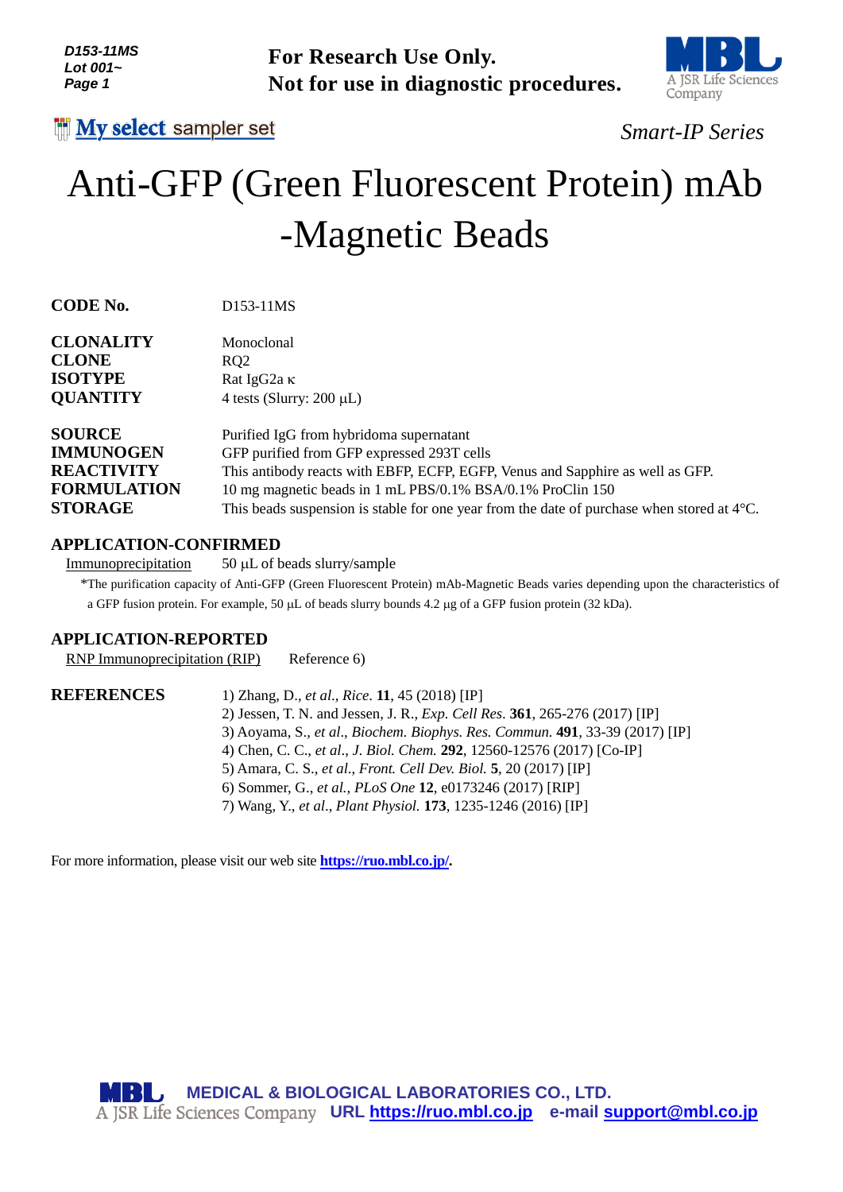*D153-11MS*
*Lot 001~*

**For Research Use Only.**
**Not for use in diagnostic procedures.**

**My select** sampler set

*Smart-IP Series*

# Anti-GFP (Green Fluorescent Protein) mAb -Magnetic Beads

| | |
|---|---|
| **CODE No.** | D153-11MS |
| **CLONALITY** | Monoclonal |
| **CLONE** | RQ2 |
| **ISOTYPE** | Rat IgG2a κ |
| **QUANTITY** | 4 tests (Slurry: 200 μL) |
| **SOURCE** | Purified IgG from hybridoma supernatant |
| **IMMUNOGEN** | GFP purified from GFP expressed 293T cells |
| **REACTIVITY** | This antibody reacts with EBFP, ECFP, EGFP, Venus and Sapphire as well as GFP. |
| **FORMULATION** | 10 mg magnetic beads in 1 mL PBS/0.1% BSA/0.1% ProClin 150 |
| **STORAGE** | This beads suspension is stable for one year from the date of purchase when stored at 4°C. |

## APPLICATION-CONFIRMED

Immunoprecipitation 50 μL of beads slurry/sample

*The purification capacity of Anti-GFP (Green Fluorescent Protein) mAb-Magnetic Beads varies depending upon the characteristics of a GFP fusion protein. For example, 50 μL of beads slurry bounds 4.2 μg of a GFP fusion protein (32 kDa).

## APPLICATION-REPORTED

RNP Immunoprecipitation (RIP) Reference 6)

## REFERENCES

1) Zhang, D., *et al*., *Rice*. **11**, 45 (2018) [IP]
2) Jessen, T. N. and Jessen, J. R., *Exp. Cell Res*. **361**, 265-276 (2017) [IP]
3) Aoyama, S., *et al*., *Biochem. Biophys. Res. Commun*. **491**, 33-39 (2017) [IP]
4) Chen, C. C., *et al*., *J. Biol. Chem*. **292**, 12560-12576 (2017) [Co-IP]
5) Amara, C. S., *et al*., *Front. Cell Dev. Biol.* **5**, 20 (2017) [IP]
6) Sommer, G., *et al*., *PLoS One* **12**, e0173246 (2017) [RIP]
7) Wang, Y., *et al*., *Plant Physiol.* **173**, 1235-1246 (2016) [IP]

For more information, please visit our web site **https://ruo.mbl.co.jp/.**

**MEDICAL & BIOLOGICAL LABORATORIES CO., LTD.**
A JSR Life Sciences Company **URL https://ruo.mbl.co.jp e-mail support@mbl.co.jp**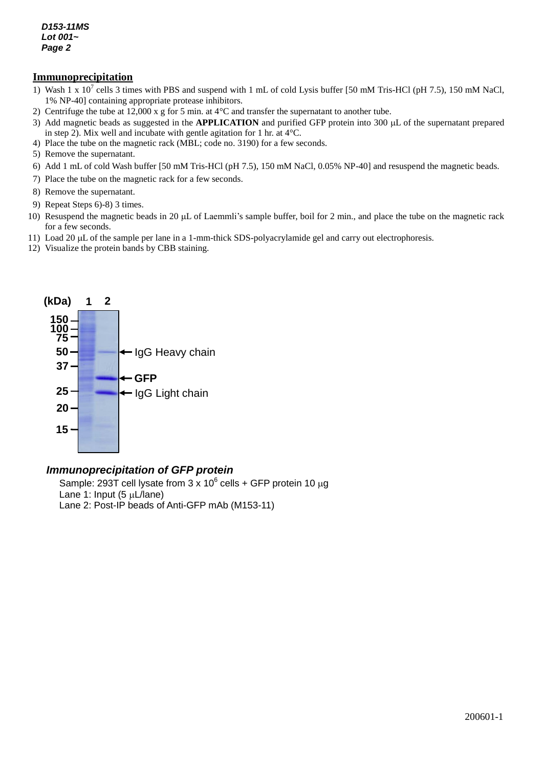## Immunoprecipitation

1) Wash 1 x $10^7$ cells 3 times with PBS and suspend with 1 mL of cold Lysis buffer [50 mM Tris-HCl (pH 7.5), 150 mM NaCl, 1% NP-40] containing appropriate protease inhibitors.
2) Centrifuge the tube at 12,000 x g for 5 min. at 4°C and transfer the supernatant to another tube.
3) Add magnetic beads as suggested in the **APPLICATION** and purified GFP protein into 300 μL of the supernatant prepared in step 2). Mix well and incubate with gentle agitation for 1 hr. at 4°C.
4) Place the tube on the magnetic rack (MBL; code no. 3190) for a few seconds.
5) Remove the supernatant.
6) Add 1 mL of cold Wash buffer [50 mM Tris-HCl (pH 7.5), 150 mM NaCl, 0.05% NP-40] and resuspend the magnetic beads.
7) Place the tube on the magnetic rack for a few seconds.
8) Remove the supernatant.
9) Repeat Steps 6)-8) 3 times.
10) Resuspend the magnetic beads in 20 μL of Laemmli's sample buffer, boil for 2 min., and place the tube on the magnetic rack for a few seconds.
11) Load 20 μL of the sample per lane in a 1-mm-thick SDS-polyacrylamide gel and carry out electrophoresis.
12) Visualize the protein bands by CBB staining.

(kDa) 1 2
150
100
75
50
37
25
20
15
IgG Heavy chain
GFP
IgG Light chain

***Immunoprecipitation of GFP protein***

Sample: 293T cell lysate from 3 x $10^6$ cells + GFP protein 10 μg
Lane 1: Input (5 μL/lane)
Lane 2: Post-IP beads of Anti-GFP mAb (M153-11)

200601-1